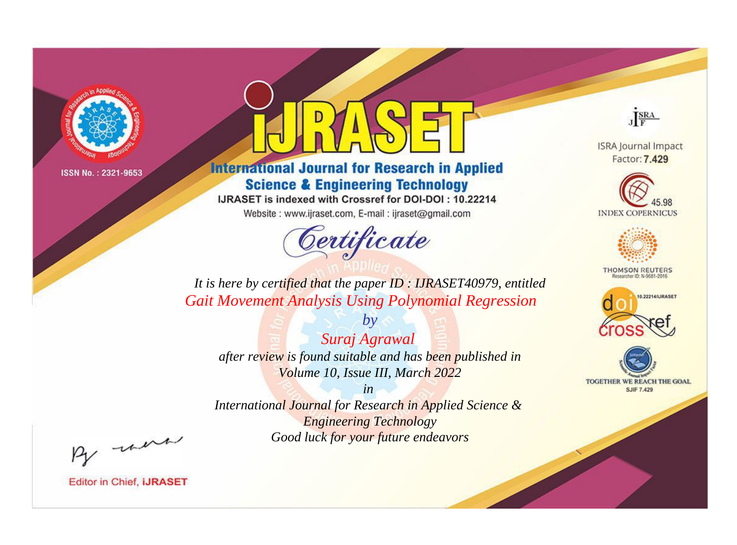ISSN No. : 2321-9653

# IJRASET

## International Journal for Research in Applied Science & Engineering Technology

IJRASET is indexed with Crossref for DOI-DOI : 10.22214

Website : www.ijraset.com, E-mail : ijraset@gmail.com

ISRA Journal Impact Factor: **7.429**

45.98 INDEX COPERNICUS

THOMSON REUTERS Researcher ID: N-9681-2016

10.22214/IJRASET

TOGETHER WE REACH THE GOAL SJIF 7.429

# Certificate

*It is here by certified that the paper ID : IJRASET40979, entitled*

*Gait Movement Analysis Using Polynomial Regression*

*by*

*Suraj Agrawal*

*after review is found suitable and has been published in*

*Volume 10, Issue III, March 2022*

*in*

*International Journal for Research in Applied Science & Engineering Technology*

*Good luck for your future endeavors*

Editor in Chief, **iJRASET**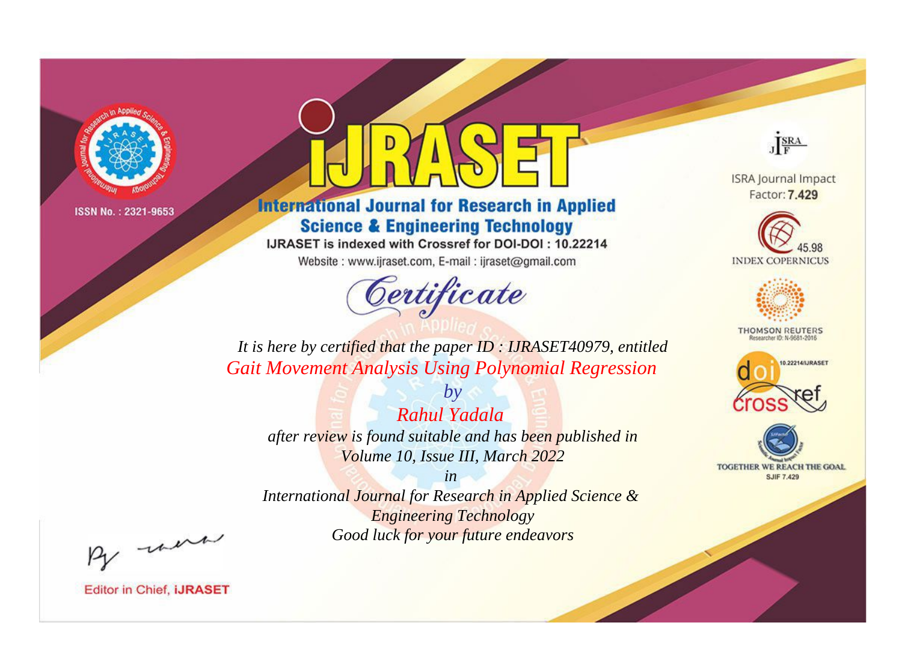ISSN No. : 2321-9653

# iJRASET

## International Journal for Research in Applied Science & Engineering Technology

IJRASET is indexed with Crossref for DOI-DOI : 10.22214

Website : www.ijraset.com, E-mail : ijraset@gmail.com

*Certificate*

*It is here by certified that the paper ID : IJRASET40979, entitled*

*Gait Movement Analysis Using Polynomial Regression*

*by*

*Rahul Yadala*

*after review is found suitable and has been published in*

*Volume 10, Issue III, March 2022*

*in*

*International Journal for Research in Applied Science & Engineering Technology*

*Good luck for your future endeavors*

ISRA Journal Impact Factor: **7.429**

45.98 INDEX COPERNICUS

THOMSON REUTERS Researcher ID: N-9681-2016

10.22214/IJRASET

TOGETHER WE REACH THE GOAL SJIF 7.429

Editor in Chief, **iJRASET**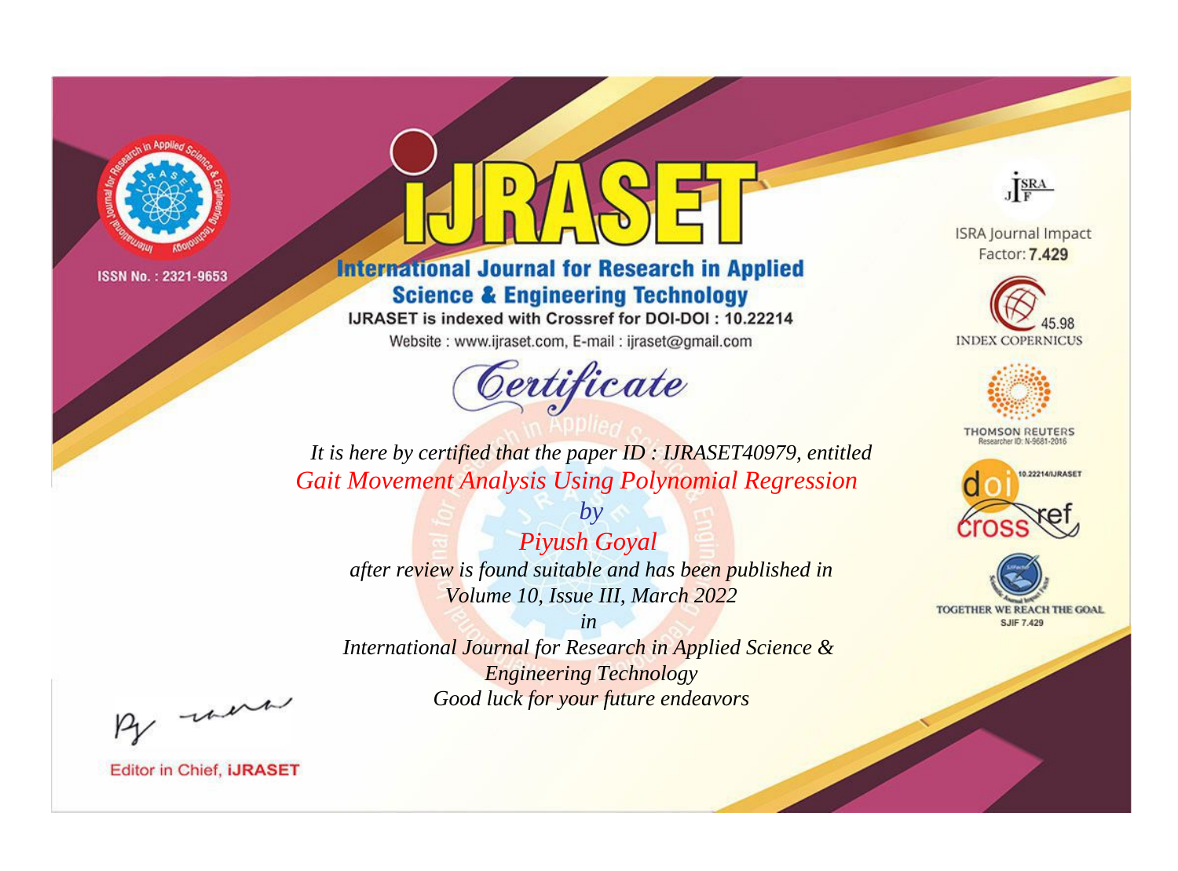ISSN No. : 2321-9653

# iJRASET

## International Journal for Research in Applied Science & Engineering Technology

IJRASET is indexed with Crossref for DOI-DOI : 10.22214

Website : www.ijraset.com, E-mail : ijraset@gmail.com

## *Certificate*

*It is here by certified that the paper ID : IJRASET40979, entitled*

*Gait Movement Analysis Using Polynomial Regression*

*by*

*Piyush Goyal*

*after review is found suitable and has been published in*

*Volume 10, Issue III, March 2022*

*in*

*International Journal for Research in Applied Science & Engineering Technology*

*Good luck for your future endeavors*

ISRA Journal Impact Factor: **7.429**

45.98 INDEX COPERNICUS

THOMSON REUTERS Researcher ID: N-9681-2016

10.22214/IJRASET

TOGETHER WE REACH THE GOAL SJIF 7.429

Editor in Chief, **iJRASET**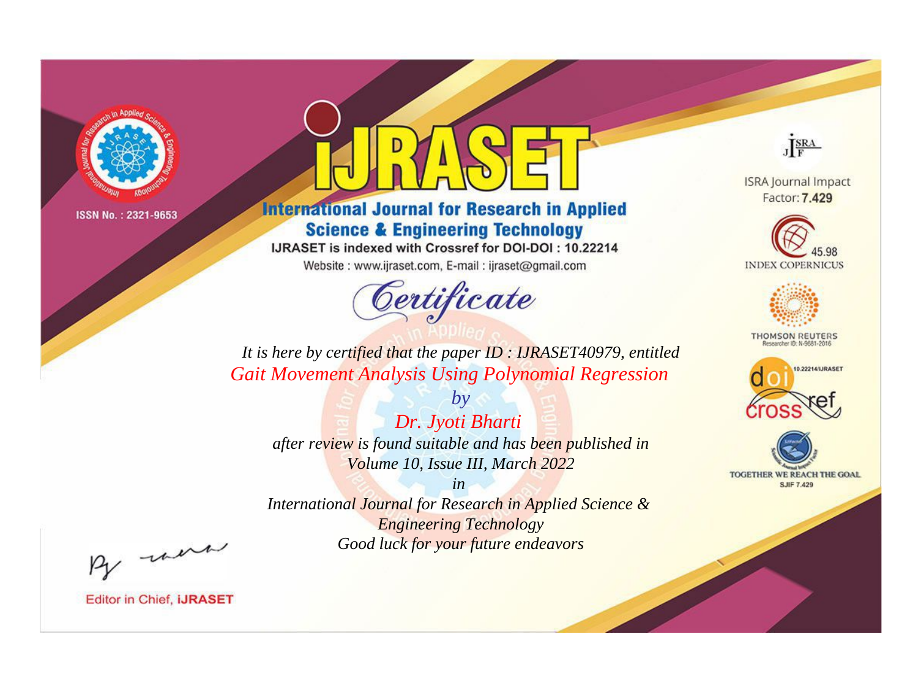ISSN No. : 2321-9653

# iJRASET

## International Journal for Research in Applied Science & Engineering Technology

IJRASET is indexed with Crossref for DOI-DOI : 10.22214

Website : www.ijraset.com, E-mail : ijraset@gmail.com

*Certificate*

*It is here by certified that the paper ID : IJRASET40979, entitled*

*Gait Movement Analysis Using Polynomial Regression*

*by*

*Dr. Jyoti Bharti*

*after review is found suitable and has been published in*

*Volume 10, Issue III, March 2022*

*in*

*International Journal for Research in Applied Science & Engineering Technology*

*Good luck for your future endeavors*

ISRA Journal Impact Factor: **7.429**

45.98 INDEX COPERNICUS

THOMSON REUTERS Researcher ID: N-9681-2016

10.22214/IJRASET

TOGETHER WE REACH THE GOAL SJIF 7.429

Editor in Chief, **iJRASET**